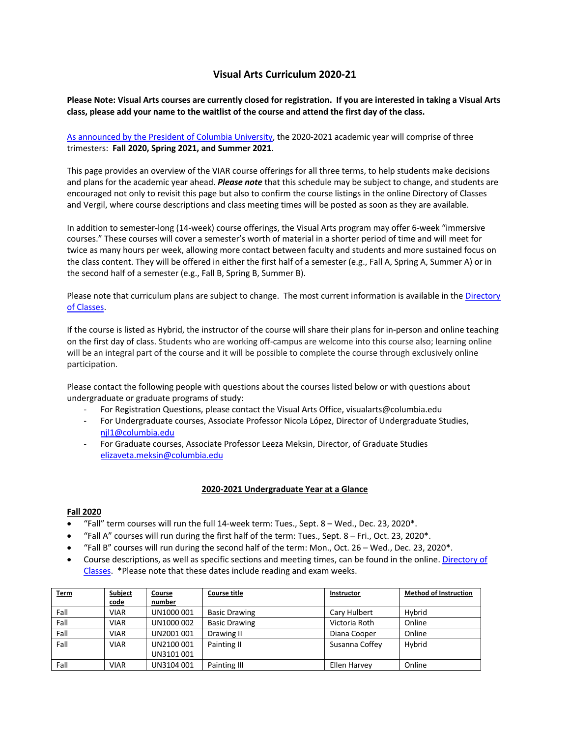# Visual Arts Curriculum 2020-21

**Please Note: Visual Arts courses are currently closed for registration. If you are interested in taking a Visual Arts class, please add your name to the waitlist of the course and attend the first day of the class.**

[As announced by the President of Columbia University](), the 2020-2021 academic year will comprise of three trimesters: **Fall 2020, Spring 2021, and Summer 2021**.

This page provides an overview of the VIAR course offerings for all three terms, to help students make decisions and plans for the academic year ahead. ***Please note*** that this schedule may be subject to change, and students are encouraged not only to revisit this page but also to confirm the course listings in the online Directory of Classes and Vergil, where course descriptions and class meeting times will be posted as soon as they are available.

In addition to semester-long (14-week) course offerings, the Visual Arts program may offer 6-week "immersive courses." These courses will cover a semester's worth of material in a shorter period of time and will meet for twice as many hours per week, allowing more contact between faculty and students and more sustained focus on the class content. They will be offered in either the first half of a semester (e.g., Fall A, Spring A, Summer A) or in the second half of a semester (e.g., Fall B, Spring B, Summer B).

Please note that curriculum plans are subject to change. The most current information is available in the [Directory of Classes]().

If the course is listed as Hybrid, the instructor of the course will share their plans for in-person and online teaching on the first day of class. Students who are working off-campus are welcome into this course also; learning online will be an integral part of the course and it will be possible to complete the course through exclusively online participation.

Please contact the following people with questions about the courses listed below or with questions about undergraduate or graduate programs of study:

- For Registration Questions, please contact the Visual Arts Office, visualarts@columbia.edu
- For Undergraduate courses, Associate Professor Nicola López, Director of Undergraduate Studies, [njl1@columbia.edu]()
- For Graduate courses, Associate Professor Leeza Meksin, Director, of Graduate Studies [elizaveta.meksin@columbia.edu]()

## 2020-2021 Undergraduate Year at a Glance

### Fall 2020

- "Fall" term courses will run the full 14-week term: Tues., Sept. 8 – Wed., Dec. 23, 2020*.
- "Fall A" courses will run during the first half of the term: Tues., Sept. 8 – Fri., Oct. 23, 2020*.
- "Fall B" courses will run during the second half of the term: Mon., Oct. 26 – Wed., Dec. 23, 2020*.
- Course descriptions, as well as specific sections and meeting times, can be found in the online. [Directory of Classes](). *Please note that these dates include reading and exam weeks.

| Term | Subject code | Course number | Course title | Instructor | Method of Instruction |
|---|---|---|---|---|---|
| Fall | VIAR | UN1000 001 | Basic Drawing | Cary Hulbert | Hybrid |
| Fall | VIAR | UN1000 002 | Basic Drawing | Victoria Roth | Online |
| Fall | VIAR | UN2001 001 | Drawing II | Diana Cooper | Online |
| Fall | VIAR | UN2100 001 UN3101 001 | Painting II | Susanna Coffey | Hybrid |
| Fall | VIAR | UN3104 001 | Painting III | Ellen Harvey | Online |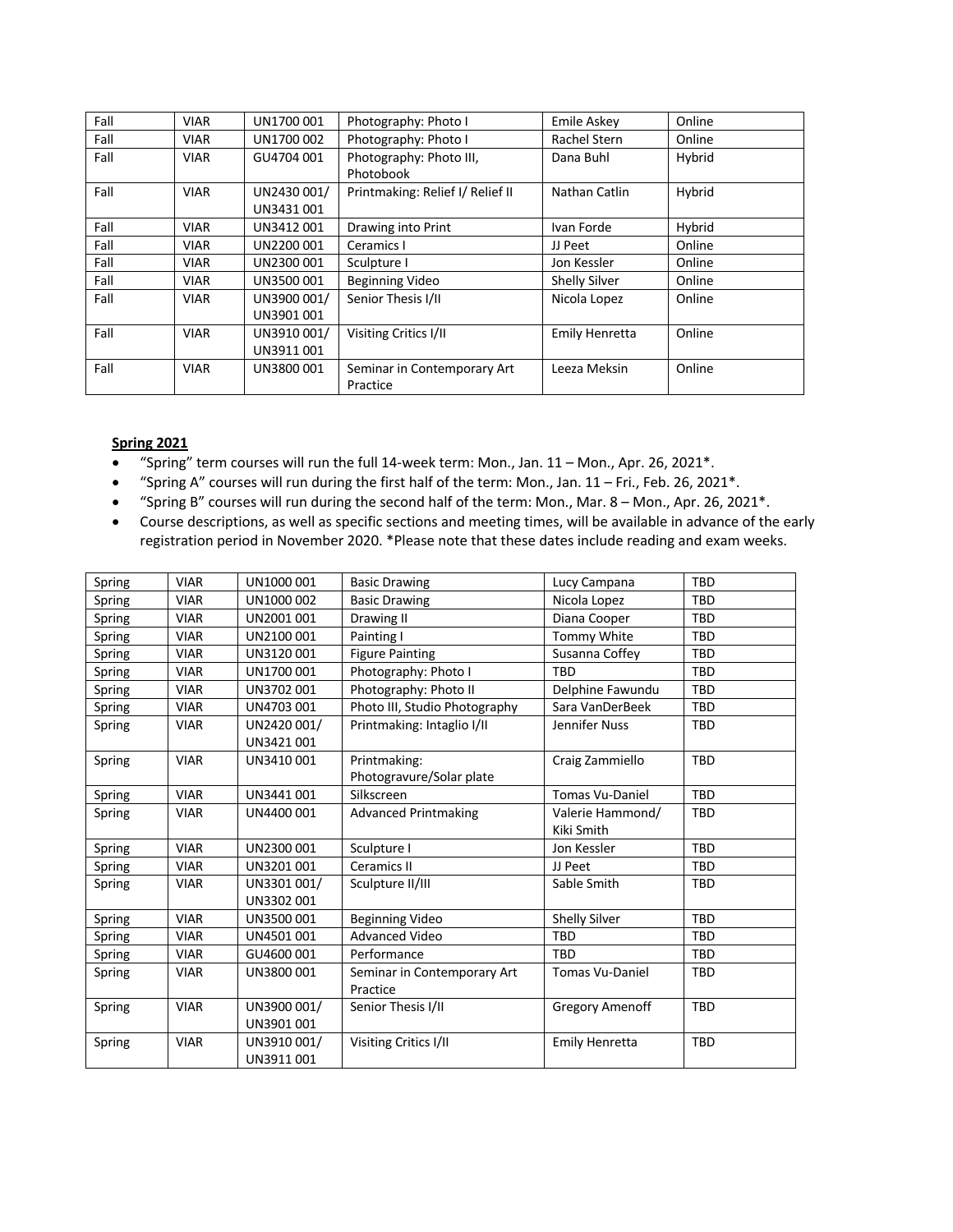| Fall | VIAR | UN1700 001 | Photography: Photo I | Emile Askey | Online |
|---|---|---|---|---|---|
| Fall | VIAR | UN1700 002 | Photography: Photo I | Rachel Stern | Online |
| Fall | VIAR | GU4704 001 | Photography: Photo III, Photobook | Dana Buhl | Hybrid |
| Fall | VIAR | UN2430 001/ UN3431 001 | Printmaking: Relief I/ Relief II | Nathan Catlin | Hybrid |
| Fall | VIAR | UN3412 001 | Drawing into Print | Ivan Forde | Hybrid |
| Fall | VIAR | UN2200 001 | Ceramics I | JJ Peet | Online |
| Fall | VIAR | UN2300 001 | Sculpture I | Jon Kessler | Online |
| Fall | VIAR | UN3500 001 | Beginning Video | Shelly Silver | Online |
| Fall | VIAR | UN3900 001/ UN3901 001 | Senior Thesis I/II | Nicola Lopez | Online |
| Fall | VIAR | UN3910 001/ UN3911 001 | Visiting Critics I/II | Emily Henretta | Online |
| Fall | VIAR | UN3800 001 | Seminar in Contemporary Art Practice | Leeza Meksin | Online |

**Spring 2021**

- "Spring" term courses will run the full 14-week term: Mon., Jan. 11 – Mon., Apr. 26, 2021*.
- "Spring A" courses will run during the first half of the term: Mon., Jan. 11 – Fri., Feb. 26, 2021*.
- "Spring B" courses will run during the second half of the term: Mon., Mar. 8 – Mon., Apr. 26, 2021*.
- Course descriptions, as well as specific sections and meeting times, will be available in advance of the early registration period in November 2020. *Please note that these dates include reading and exam weeks.

| Spring | VIAR | UN1000 001 | Basic Drawing | Lucy Campana | TBD |
|---|---|---|---|---|---|
| Spring | VIAR | UN1000 002 | Basic Drawing | Nicola Lopez | TBD |
| Spring | VIAR | UN2001 001 | Drawing II | Diana Cooper | TBD |
| Spring | VIAR | UN2100 001 | Painting I | Tommy White | TBD |
| Spring | VIAR | UN3120 001 | Figure Painting | Susanna Coffey | TBD |
| Spring | VIAR | UN1700 001 | Photography: Photo I | TBD | TBD |
| Spring | VIAR | UN3702 001 | Photography: Photo II | Delphine Fawundu | TBD |
| Spring | VIAR | UN4703 001 | Photo III, Studio Photography | Sara VanDerBeek | TBD |
| Spring | VIAR | UN2420 001/ UN3421 001 | Printmaking: Intaglio I/II | Jennifer Nuss | TBD |
| Spring | VIAR | UN3410 001 | Printmaking: Photogravure/Solar plate | Craig Zammiello | TBD |
| Spring | VIAR | UN3441 001 | Silkscreen | Tomas Vu-Daniel | TBD |
| Spring | VIAR | UN4400 001 | Advanced Printmaking | Valerie Hammond/ Kiki Smith | TBD |
| Spring | VIAR | UN2300 001 | Sculpture I | Jon Kessler | TBD |
| Spring | VIAR | UN3201 001 | Ceramics II | JJ Peet | TBD |
| Spring | VIAR | UN3301 001/ UN3302 001 | Sculpture II/III | Sable Smith | TBD |
| Spring | VIAR | UN3500 001 | Beginning Video | Shelly Silver | TBD |
| Spring | VIAR | UN4501 001 | Advanced Video | TBD | TBD |
| Spring | VIAR | GU4600 001 | Performance | TBD | TBD |
| Spring | VIAR | UN3800 001 | Seminar in Contemporary Art Practice | Tomas Vu-Daniel | TBD |
| Spring | VIAR | UN3900 001/ UN3901 001 | Senior Thesis I/II | Gregory Amenoff | TBD |
| Spring | VIAR | UN3910 001/ UN3911 001 | Visiting Critics I/II | Emily Henretta | TBD |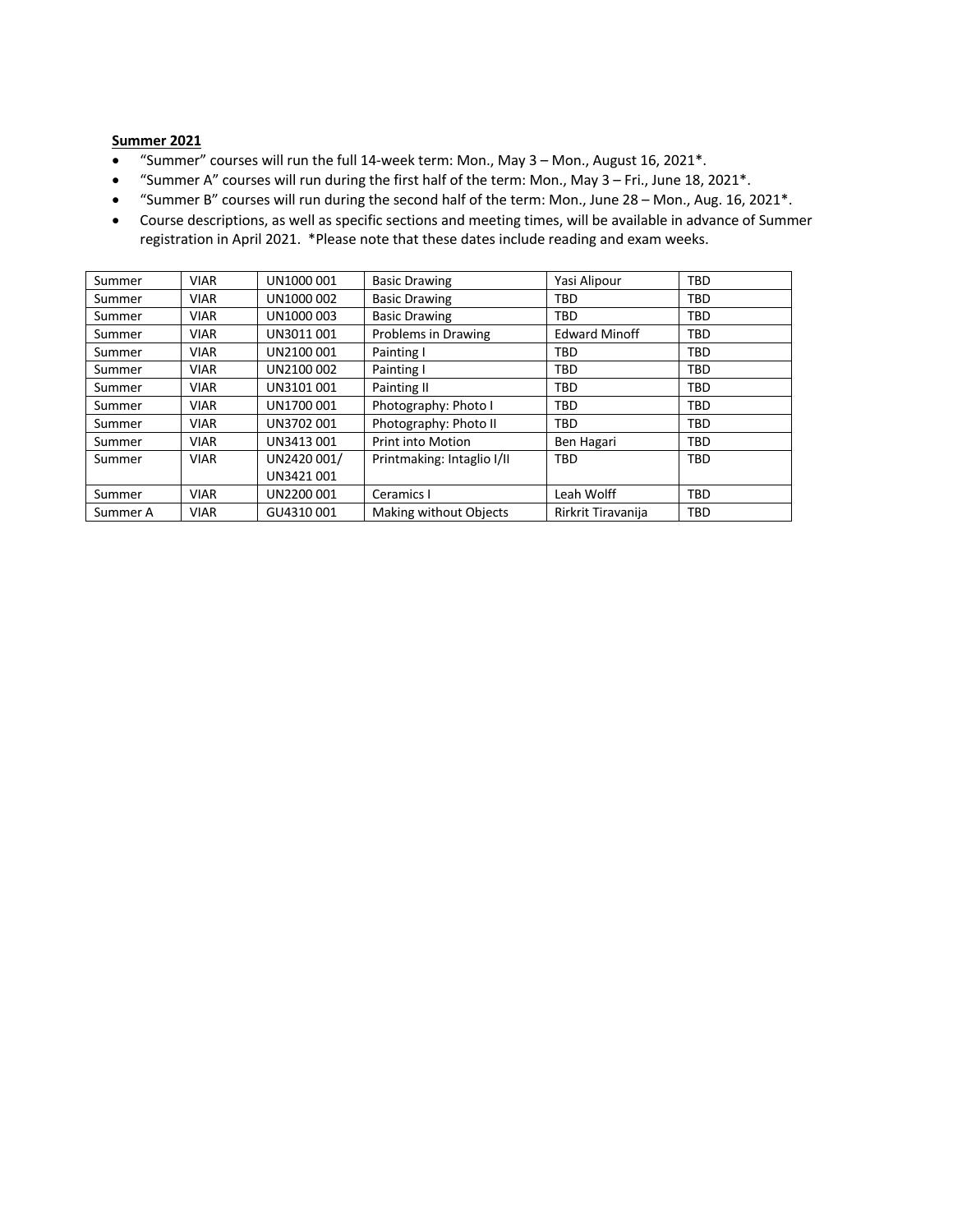**Summer 2021**

- "Summer" courses will run the full 14-week term: Mon., May 3 – Mon., August 16, 2021*.
- "Summer A" courses will run during the first half of the term: Mon., May 3 – Fri., June 18, 2021*.
- "Summer B" courses will run during the second half of the term: Mon., June 28 – Mon., Aug. 16, 2021*.
- Course descriptions, as well as specific sections and meeting times, will be available in advance of Summer registration in April 2021. *Please note that these dates include reading and exam weeks.

| | | | | | |
|---|---|---|---|---|---|
| Summer | VIAR | UN1000 001 | Basic Drawing | Yasi Alipour | TBD |
| Summer | VIAR | UN1000 002 | Basic Drawing | TBD | TBD |
| Summer | VIAR | UN1000 003 | Basic Drawing | TBD | TBD |
| Summer | VIAR | UN3011 001 | Problems in Drawing | Edward Minoff | TBD |
| Summer | VIAR | UN2100 001 | Painting I | TBD | TBD |
| Summer | VIAR | UN2100 002 | Painting I | TBD | TBD |
| Summer | VIAR | UN3101 001 | Painting II | TBD | TBD |
| Summer | VIAR | UN1700 001 | Photography: Photo I | TBD | TBD |
| Summer | VIAR | UN3702 001 | Photography: Photo II | TBD | TBD |
| Summer | VIAR | UN3413 001 | Print into Motion | Ben Hagari | TBD |
| Summer | VIAR | UN2420 001/ UN3421 001 | Printmaking: Intaglio I/II | TBD | TBD |
| Summer | VIAR | UN2200 001 | Ceramics I | Leah Wolff | TBD |
| Summer A | VIAR | GU4310 001 | Making without Objects | Rirkrit Tiravanija | TBD |